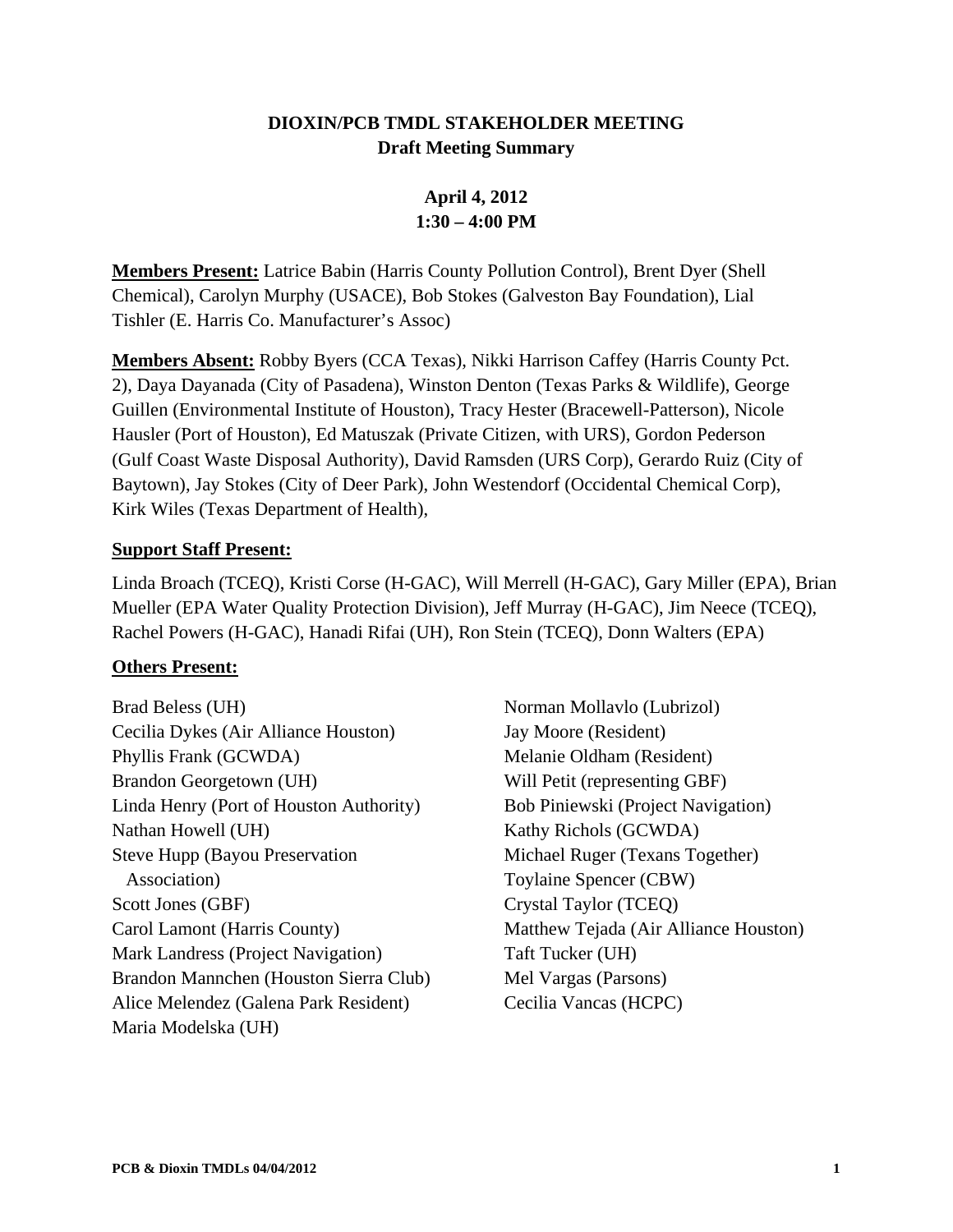# DIOXIN/PCB TMDL STAKEHOLDER MEETING

## Draft Meeting Summary

### April 4, 2012
### 1:30 – 4:00 PM

**Members Present:** Latrice Babin (Harris County Pollution Control), Brent Dyer (Shell Chemical), Carolyn Murphy (USACE), Bob Stokes (Galveston Bay Foundation), Lial Tishler (E. Harris Co. Manufacturer's Assoc)

**Members Absent:** Robby Byers (CCA Texas), Nikki Harrison Caffey (Harris County Pct. 2), Daya Dayanada (City of Pasadena), Winston Denton (Texas Parks & Wildlife), George Guillen (Environmental Institute of Houston), Tracy Hester (Bracewell-Patterson), Nicole Hausler (Port of Houston), Ed Matuszak (Private Citizen, with URS), Gordon Pederson (Gulf Coast Waste Disposal Authority), David Ramsden (URS Corp), Gerardo Ruiz (City of Baytown), Jay Stokes (City of Deer Park), John Westendorf (Occidental Chemical Corp), Kirk Wiles (Texas Department of Health),

**Support Staff Present:**

Linda Broach (TCEQ), Kristi Corse (H-GAC), Will Merrell (H-GAC), Gary Miller (EPA), Brian Mueller (EPA Water Quality Protection Division), Jeff Murray (H-GAC), Jim Neece (TCEQ), Rachel Powers (H-GAC), Hanadi Rifai (UH), Ron Stein (TCEQ), Donn Walters (EPA)

**Others Present:**

Brad Beless (UH)
Cecilia Dykes (Air Alliance Houston)
Phyllis Frank (GCWDA)
Brandon Georgetown (UH)
Linda Henry (Port of Houston Authority)
Nathan Howell (UH)
Steve Hupp (Bayou Preservation Association)
Scott Jones (GBF)
Carol Lamont (Harris County)
Mark Landress (Project Navigation)
Brandon Mannchen (Houston Sierra Club)
Alice Melendez (Galena Park Resident)
Maria Modelska (UH)
Norman Mollavlo (Lubrizol)
Jay Moore (Resident)
Melanie Oldham (Resident)
Will Petit (representing GBF)
Bob Piniewski (Project Navigation)
Kathy Richols (GCWDA)
Michael Ruger (Texans Together)
Toylaine Spencer (CBW)
Crystal Taylor (TCEQ)
Matthew Tejada (Air Alliance Houston)
Taft Tucker (UH)
Mel Vargas (Parsons)
Cecilia Vancas (HCPC)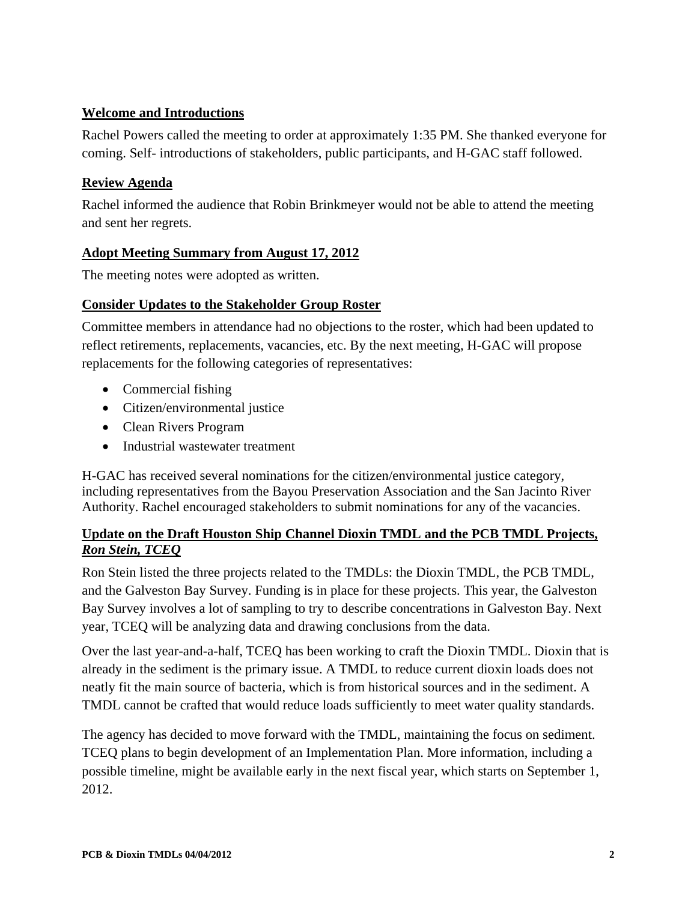**Welcome and Introductions**

Rachel Powers called the meeting to order at approximately 1:35 PM. She thanked everyone for coming. Self- introductions of stakeholders, public participants, and H-GAC staff followed.

**Review Agenda**

Rachel informed the audience that Robin Brinkmeyer would not be able to attend the meeting and sent her regrets.

**Adopt Meeting Summary from August 17, 2012**

The meeting notes were adopted as written.

**Consider Updates to the Stakeholder Group Roster**

Committee members in attendance had no objections to the roster, which had been updated to reflect retirements, replacements, vacancies, etc. By the next meeting, H-GAC will propose replacements for the following categories of representatives:

- Commercial fishing
- Citizen/environmental justice
- Clean Rivers Program
- Industrial wastewater treatment

H-GAC has received several nominations for the citizen/environmental justice category, including representatives from the Bayou Preservation Association and the San Jacinto River Authority. Rachel encouraged stakeholders to submit nominations for any of the vacancies.

**Update on the Draft Houston Ship Channel Dioxin TMDL and the PCB TMDL Projects, *Ron Stein, TCEQ***

Ron Stein listed the three projects related to the TMDLs: the Dioxin TMDL, the PCB TMDL, and the Galveston Bay Survey. Funding is in place for these projects. This year, the Galveston Bay Survey involves a lot of sampling to try to describe concentrations in Galveston Bay. Next year, TCEQ will be analyzing data and drawing conclusions from the data.

Over the last year-and-a-half, TCEQ has been working to craft the Dioxin TMDL. Dioxin that is already in the sediment is the primary issue. A TMDL to reduce current dioxin loads does not neatly fit the main source of bacteria, which is from historical sources and in the sediment. A TMDL cannot be crafted that would reduce loads sufficiently to meet water quality standards.

The agency has decided to move forward with the TMDL, maintaining the focus on sediment. TCEQ plans to begin development of an Implementation Plan. More information, including a possible timeline, might be available early in the next fiscal year, which starts on September 1, 2012.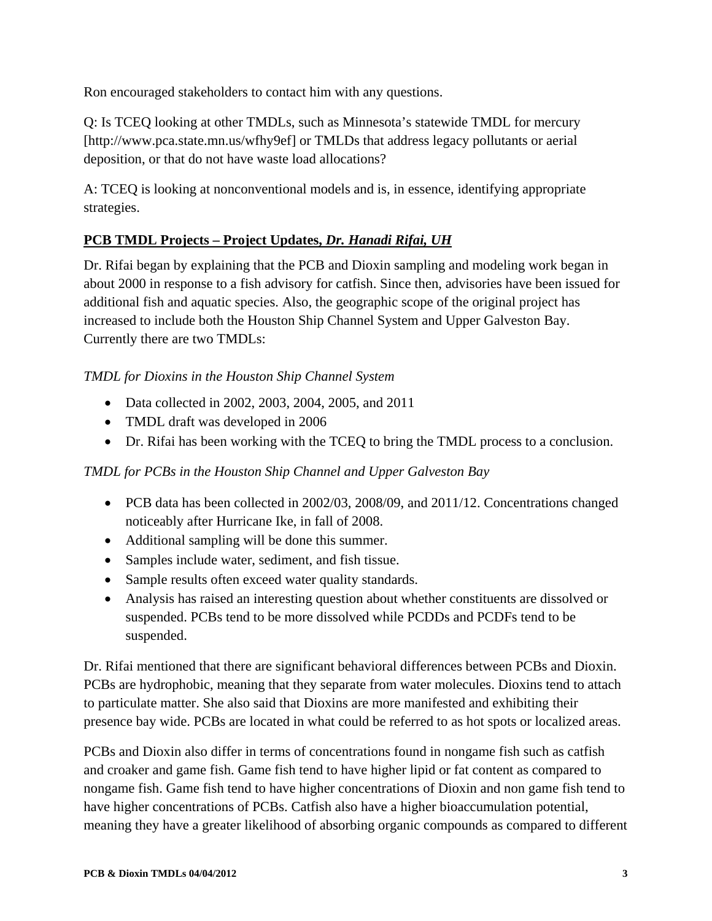Ron encouraged stakeholders to contact him with any questions.

Q: Is TCEQ looking at other TMDLs, such as Minnesota's statewide TMDL for mercury [http://www.pca.state.mn.us/wfhy9ef] or TMLDs that address legacy pollutants or aerial deposition, or that do not have waste load allocations?

A: TCEQ is looking at nonconventional models and is, in essence, identifying appropriate strategies.

## PCB TMDL Projects – Project Updates, *Dr. Hanadi Rifai, UH*

Dr. Rifai began by explaining that the PCB and Dioxin sampling and modeling work began in about 2000 in response to a fish advisory for catfish. Since then, advisories have been issued for additional fish and aquatic species. Also, the geographic scope of the original project has increased to include both the Houston Ship Channel System and Upper Galveston Bay. Currently there are two TMDLs:

*TMDL for Dioxins in the Houston Ship Channel System*

- Data collected in 2002, 2003, 2004, 2005, and 2011
- TMDL draft was developed in 2006
- Dr. Rifai has been working with the TCEQ to bring the TMDL process to a conclusion.

*TMDL for PCBs in the Houston Ship Channel and Upper Galveston Bay*

- PCB data has been collected in 2002/03, 2008/09, and 2011/12. Concentrations changed noticeably after Hurricane Ike, in fall of 2008.
- Additional sampling will be done this summer.
- Samples include water, sediment, and fish tissue.
- Sample results often exceed water quality standards.
- Analysis has raised an interesting question about whether constituents are dissolved or suspended. PCBs tend to be more dissolved while PCDDs and PCDFs tend to be suspended.

Dr. Rifai mentioned that there are significant behavioral differences between PCBs and Dioxin. PCBs are hydrophobic, meaning that they separate from water molecules. Dioxins tend to attach to particulate matter. She also said that Dioxins are more manifested and exhibiting their presence bay wide. PCBs are located in what could be referred to as hot spots or localized areas.

PCBs and Dioxin also differ in terms of concentrations found in nongame fish such as catfish and croaker and game fish. Game fish tend to have higher lipid or fat content as compared to nongame fish. Game fish tend to have higher concentrations of Dioxin and non game fish tend to have higher concentrations of PCBs. Catfish also have a higher bioaccumulation potential, meaning they have a greater likelihood of absorbing organic compounds as compared to different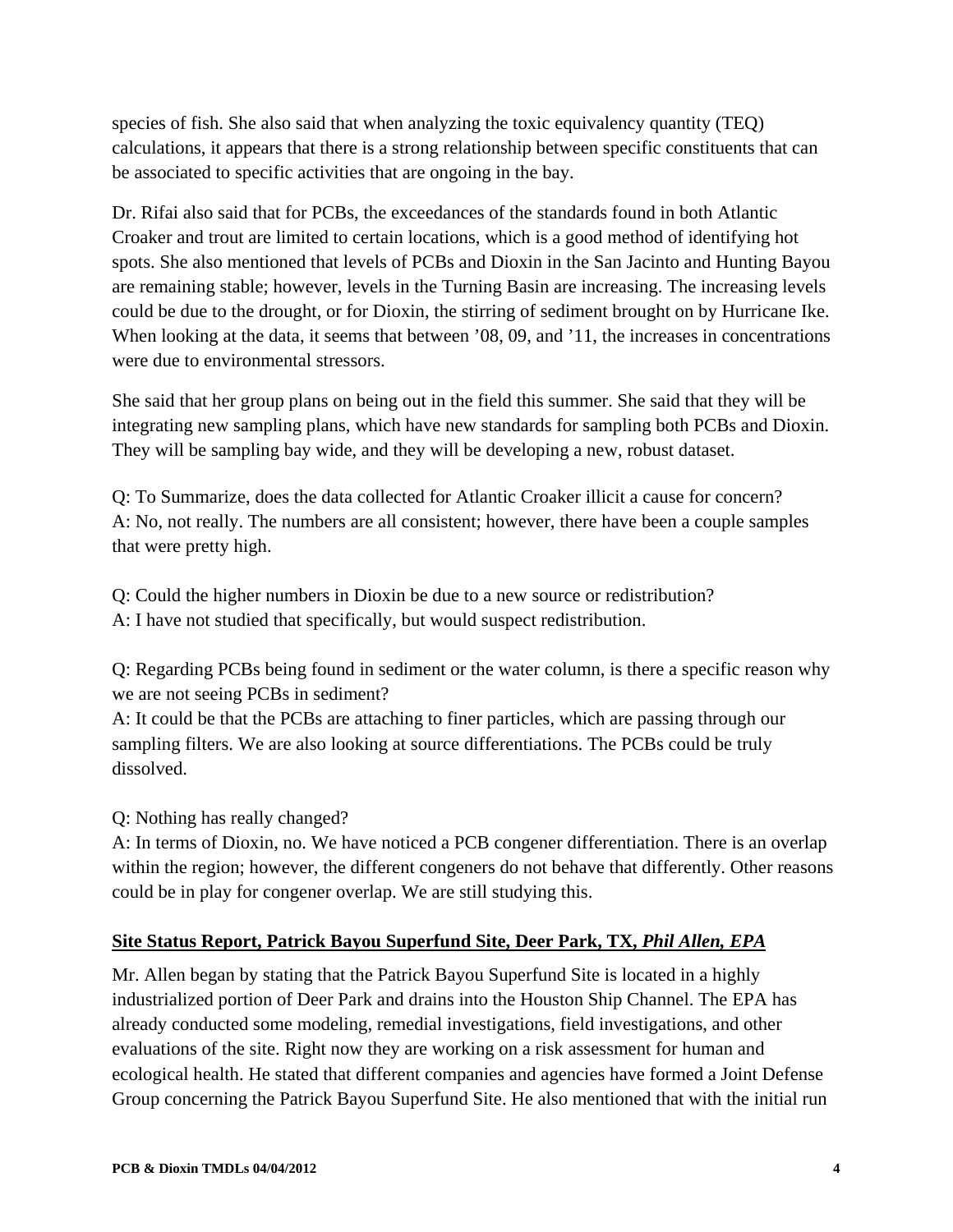species of fish. She also said that when analyzing the toxic equivalency quantity (TEQ) calculations, it appears that there is a strong relationship between specific constituents that can be associated to specific activities that are ongoing in the bay.

Dr. Rifai also said that for PCBs, the exceedances of the standards found in both Atlantic Croaker and trout are limited to certain locations, which is a good method of identifying hot spots. She also mentioned that levels of PCBs and Dioxin in the San Jacinto and Hunting Bayou are remaining stable; however, levels in the Turning Basin are increasing. The increasing levels could be due to the drought, or for Dioxin, the stirring of sediment brought on by Hurricane Ike. When looking at the data, it seems that between '08, 09, and '11, the increases in concentrations were due to environmental stressors.

She said that her group plans on being out in the field this summer. She said that they will be integrating new sampling plans, which have new standards for sampling both PCBs and Dioxin. They will be sampling bay wide, and they will be developing a new, robust dataset.

Q: To Summarize, does the data collected for Atlantic Croaker illicit a cause for concern?
A: No, not really. The numbers are all consistent; however, there have been a couple samples that were pretty high.

Q: Could the higher numbers in Dioxin be due to a new source or redistribution?
A: I have not studied that specifically, but would suspect redistribution.

Q: Regarding PCBs being found in sediment or the water column, is there a specific reason why we are not seeing PCBs in sediment?
A: It could be that the PCBs are attaching to finer particles, which are passing through our sampling filters. We are also looking at source differentiations. The PCBs could be truly dissolved.

Q: Nothing has really changed?
A: In terms of Dioxin, no. We have noticed a PCB congener differentiation. There is an overlap within the region; however, the different congeners do not behave that differently. Other reasons could be in play for congener overlap. We are still studying this.

## **Site Status Report, Patrick Bayou Superfund Site, Deer Park, TX, *Phil Allen, EPA***

Mr. Allen began by stating that the Patrick Bayou Superfund Site is located in a highly industrialized portion of Deer Park and drains into the Houston Ship Channel. The EPA has already conducted some modeling, remedial investigations, field investigations, and other evaluations of the site. Right now they are working on a risk assessment for human and ecological health. He stated that different companies and agencies have formed a Joint Defense Group concerning the Patrick Bayou Superfund Site. He also mentioned that with the initial run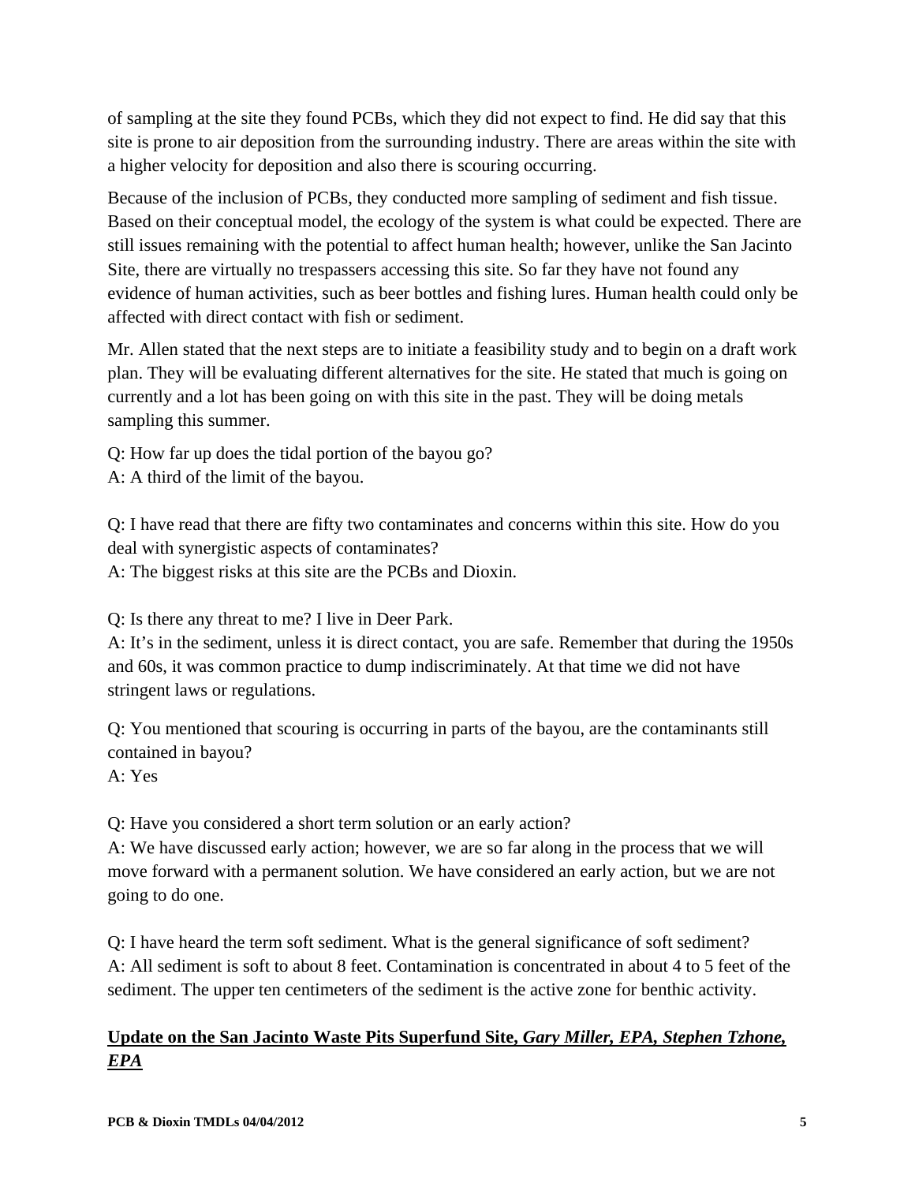of sampling at the site they found PCBs, which they did not expect to find. He did say that this site is prone to air deposition from the surrounding industry. There are areas within the site with a higher velocity for deposition and also there is scouring occurring.

Because of the inclusion of PCBs, they conducted more sampling of sediment and fish tissue. Based on their conceptual model, the ecology of the system is what could be expected. There are still issues remaining with the potential to affect human health; however, unlike the San Jacinto Site, there are virtually no trespassers accessing this site. So far they have not found any evidence of human activities, such as beer bottles and fishing lures. Human health could only be affected with direct contact with fish or sediment.

Mr. Allen stated that the next steps are to initiate a feasibility study and to begin on a draft work plan. They will be evaluating different alternatives for the site. He stated that much is going on currently and a lot has been going on with this site in the past. They will be doing metals sampling this summer.

Q: How far up does the tidal portion of the bayou go?
A: A third of the limit of the bayou.

Q: I have read that there are fifty two contaminates and concerns within this site. How do you deal with synergistic aspects of contaminates?
A: The biggest risks at this site are the PCBs and Dioxin.

Q: Is there any threat to me? I live in Deer Park.
A: It's in the sediment, unless it is direct contact, you are safe. Remember that during the 1950s and 60s, it was common practice to dump indiscriminately. At that time we did not have stringent laws or regulations.

Q: You mentioned that scouring is occurring in parts of the bayou, are the contaminants still contained in bayou?
A: Yes

Q: Have you considered a short term solution or an early action?
A: We have discussed early action; however, we are so far along in the process that we will move forward with a permanent solution. We have considered an early action, but we are not going to do one.

Q: I have heard the term soft sediment. What is the general significance of soft sediment?
A: All sediment is soft to about 8 feet. Contamination is concentrated in about 4 to 5 feet of the sediment. The upper ten centimeters of the sediment is the active zone for benthic activity.

**Update on the San Jacinto Waste Pits Superfund Site, *Gary Miller, EPA, Stephen Tzhone, EPA***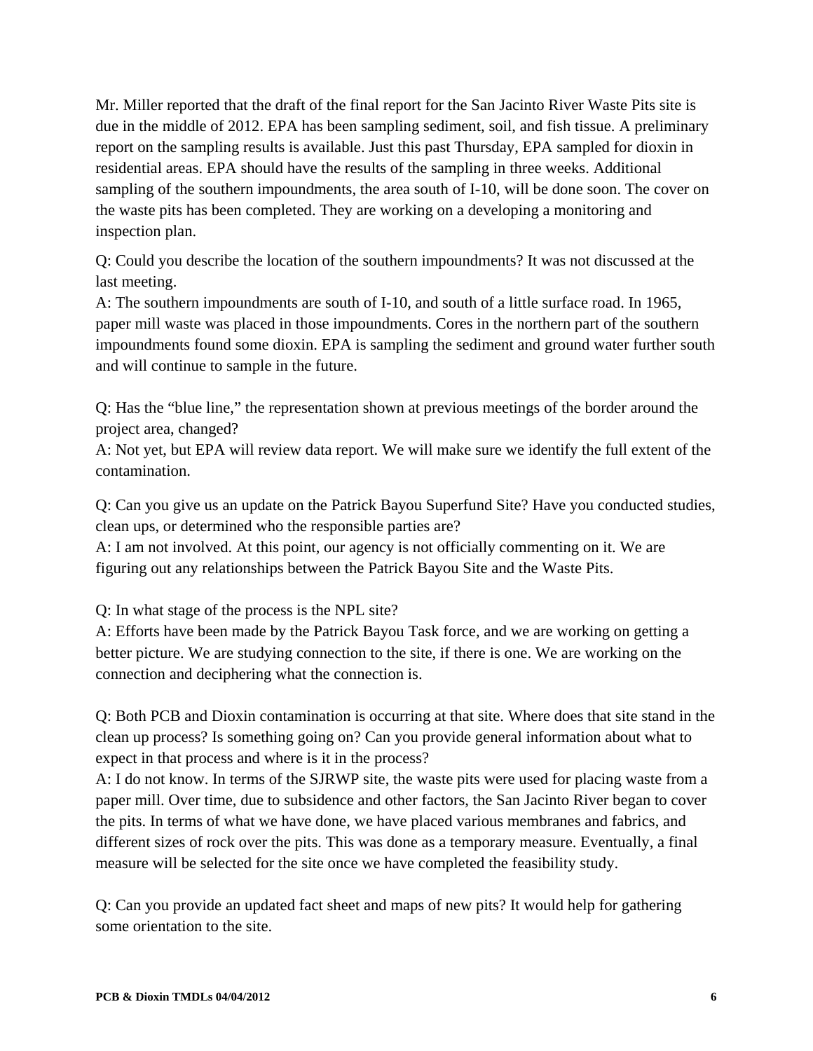Mr. Miller reported that the draft of the final report for the San Jacinto River Waste Pits site is due in the middle of 2012. EPA has been sampling sediment, soil, and fish tissue. A preliminary report on the sampling results is available. Just this past Thursday, EPA sampled for dioxin in residential areas. EPA should have the results of the sampling in three weeks. Additional sampling of the southern impoundments, the area south of I-10, will be done soon. The cover on the waste pits has been completed. They are working on a developing a monitoring and inspection plan.

Q: Could you describe the location of the southern impoundments? It was not discussed at the last meeting.
A: The southern impoundments are south of I-10, and south of a little surface road. In 1965, paper mill waste was placed in those impoundments. Cores in the northern part of the southern impoundments found some dioxin. EPA is sampling the sediment and ground water further south and will continue to sample in the future.

Q: Has the "blue line," the representation shown at previous meetings of the border around the project area, changed?
A: Not yet, but EPA will review data report. We will make sure we identify the full extent of the contamination.

Q: Can you give us an update on the Patrick Bayou Superfund Site? Have you conducted studies, clean ups, or determined who the responsible parties are?
A: I am not involved. At this point, our agency is not officially commenting on it. We are figuring out any relationships between the Patrick Bayou Site and the Waste Pits.

Q: In what stage of the process is the NPL site?
A: Efforts have been made by the Patrick Bayou Task force, and we are working on getting a better picture. We are studying connection to the site, if there is one. We are working on the connection and deciphering what the connection is.

Q: Both PCB and Dioxin contamination is occurring at that site. Where does that site stand in the clean up process? Is something going on? Can you provide general information about what to expect in that process and where is it in the process?
A: I do not know. In terms of the SJRWP site, the waste pits were used for placing waste from a paper mill. Over time, due to subsidence and other factors, the San Jacinto River began to cover the pits. In terms of what we have done, we have placed various membranes and fabrics, and different sizes of rock over the pits. This was done as a temporary measure. Eventually, a final measure will be selected for the site once we have completed the feasibility study.

Q: Can you provide an updated fact sheet and maps of new pits? It would help for gathering some orientation to the site.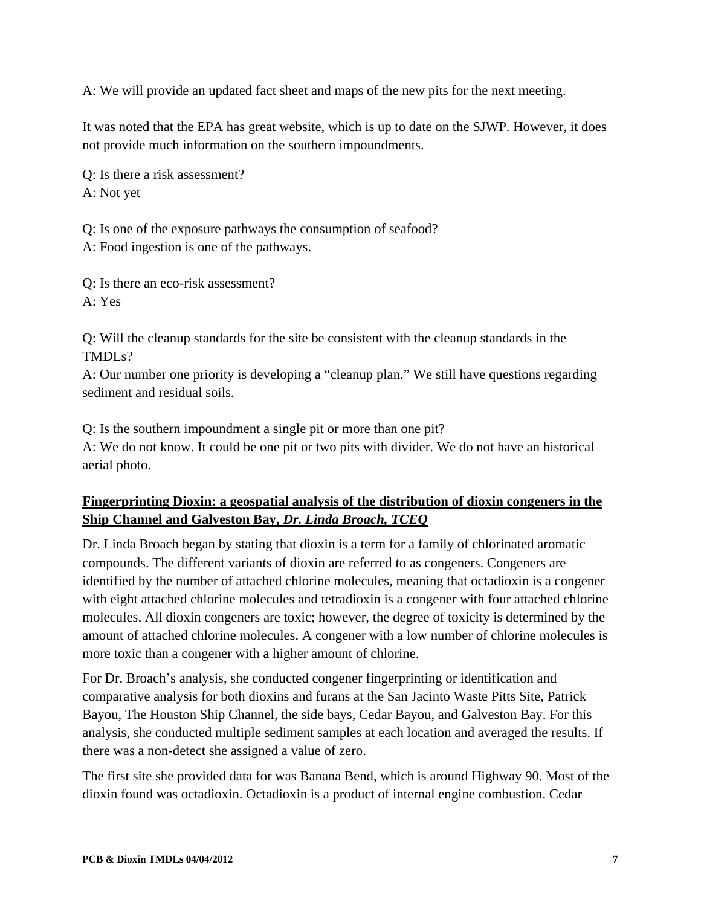A: We will provide an updated fact sheet and maps of the new pits for the next meeting.

It was noted that the EPA has great website, which is up to date on the SJWP. However, it does not provide much information on the southern impoundments.

Q: Is there a risk assessment?
A: Not yet

Q: Is one of the exposure pathways the consumption of seafood?
A: Food ingestion is one of the pathways.

Q: Is there an eco-risk assessment?
A: Yes

Q: Will the cleanup standards for the site be consistent with the cleanup standards in the TMDLs?
A: Our number one priority is developing a "cleanup plan." We still have questions regarding sediment and residual soils.

Q: Is the southern impoundment a single pit or more than one pit?
A: We do not know. It could be one pit or two pits with divider. We do not have an historical aerial photo.

## Fingerprinting Dioxin: a geospatial analysis of the distribution of dioxin congeners in the Ship Channel and Galveston Bay, *Dr. Linda Broach, TCEQ*

Dr. Linda Broach began by stating that dioxin is a term for a family of chlorinated aromatic compounds. The different variants of dioxin are referred to as congeners. Congeners are identified by the number of attached chlorine molecules, meaning that octadioxin is a congener with eight attached chlorine molecules and tetradioxin is a congener with four attached chlorine molecules. All dioxin congeners are toxic; however, the degree of toxicity is determined by the amount of attached chlorine molecules. A congener with a low number of chlorine molecules is more toxic than a congener with a higher amount of chlorine.

For Dr. Broach's analysis, she conducted congener fingerprinting or identification and comparative analysis for both dioxins and furans at the San Jacinto Waste Pitts Site, Patrick Bayou, The Houston Ship Channel, the side bays, Cedar Bayou, and Galveston Bay. For this analysis, she conducted multiple sediment samples at each location and averaged the results. If there was a non-detect she assigned a value of zero.

The first site she provided data for was Banana Bend, which is around Highway 90. Most of the dioxin found was octadioxin. Octadioxin is a product of internal engine combustion. Cedar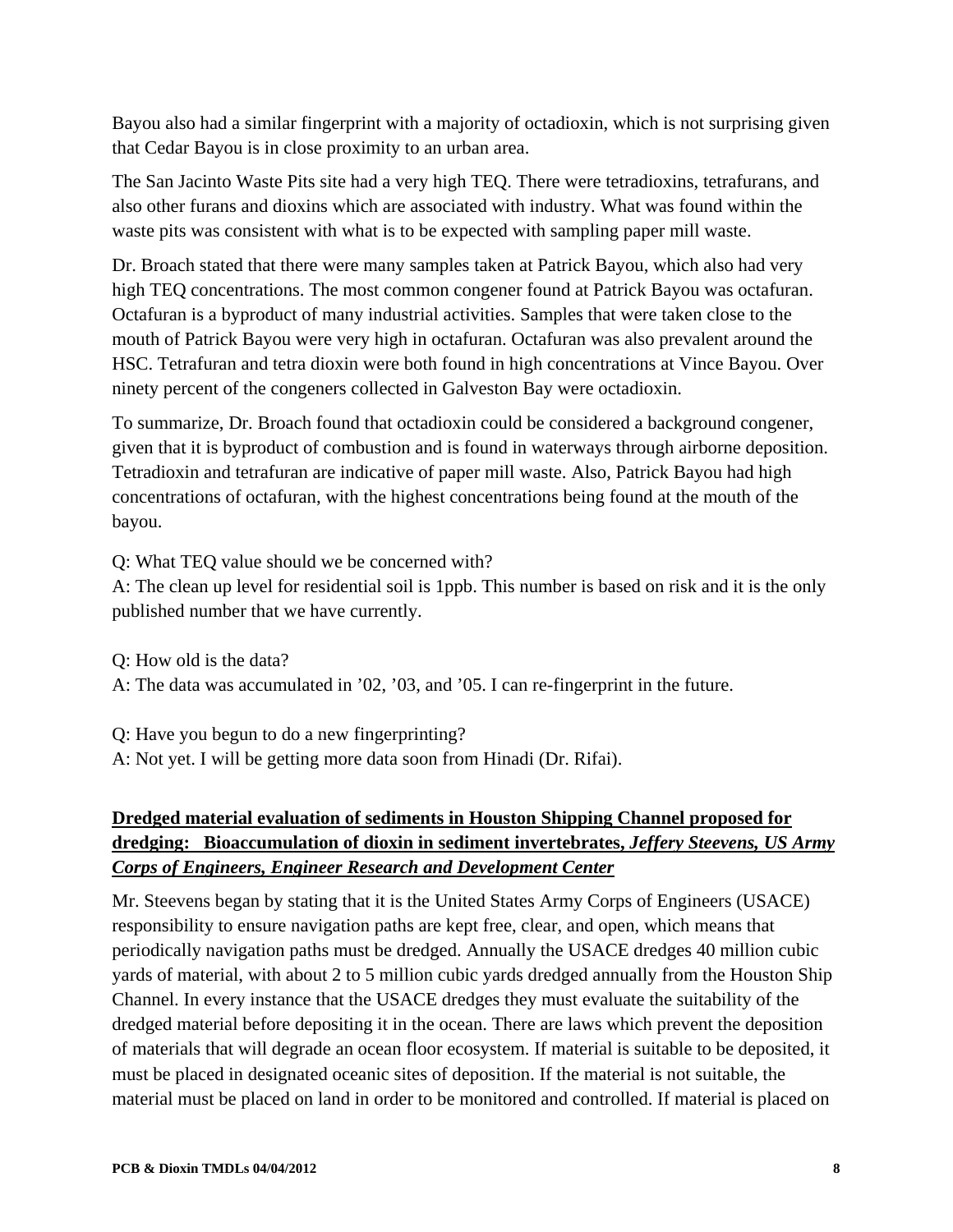Bayou also had a similar fingerprint with a majority of octadioxin, which is not surprising given that Cedar Bayou is in close proximity to an urban area.

The San Jacinto Waste Pits site had a very high TEQ. There were tetradioxins, tetrafurans, and also other furans and dioxins which are associated with industry. What was found within the waste pits was consistent with what is to be expected with sampling paper mill waste.

Dr. Broach stated that there were many samples taken at Patrick Bayou, which also had very high TEQ concentrations. The most common congener found at Patrick Bayou was octafuran. Octafuran is a byproduct of many industrial activities. Samples that were taken close to the mouth of Patrick Bayou were very high in octafuran. Octafuran was also prevalent around the HSC. Tetrafuran and tetra dioxin were both found in high concentrations at Vince Bayou. Over ninety percent of the congeners collected in Galveston Bay were octadioxin.

To summarize, Dr. Broach found that octadioxin could be considered a background congener, given that it is byproduct of combustion and is found in waterways through airborne deposition. Tetradioxin and tetrafuran are indicative of paper mill waste. Also, Patrick Bayou had high concentrations of octafuran, with the highest concentrations being found at the mouth of the bayou.

Q: What TEQ value should we be concerned with?
A: The clean up level for residential soil is 1ppb. This number is based on risk and it is the only published number that we have currently.

Q: How old is the data?
A: The data was accumulated in '02, '03, and '05. I can re-fingerprint in the future.

Q: Have you begun to do a new fingerprinting?
A: Not yet. I will be getting more data soon from Hinadi (Dr. Rifai).

## Dredged material evaluation of sediments in Houston Shipping Channel proposed for dredging: Bioaccumulation of dioxin in sediment invertebrates, *Jeffery Steevens, US Army Corps of Engineers, Engineer Research and Development Center*

Mr. Steevens began by stating that it is the United States Army Corps of Engineers (USACE) responsibility to ensure navigation paths are kept free, clear, and open, which means that periodically navigation paths must be dredged. Annually the USACE dredges 40 million cubic yards of material, with about 2 to 5 million cubic yards dredged annually from the Houston Ship Channel. In every instance that the USACE dredges they must evaluate the suitability of the dredged material before depositing it in the ocean. There are laws which prevent the deposition of materials that will degrade an ocean floor ecosystem. If material is suitable to be deposited, it must be placed in designated oceanic sites of deposition. If the material is not suitable, the material must be placed on land in order to be monitored and controlled. If material is placed on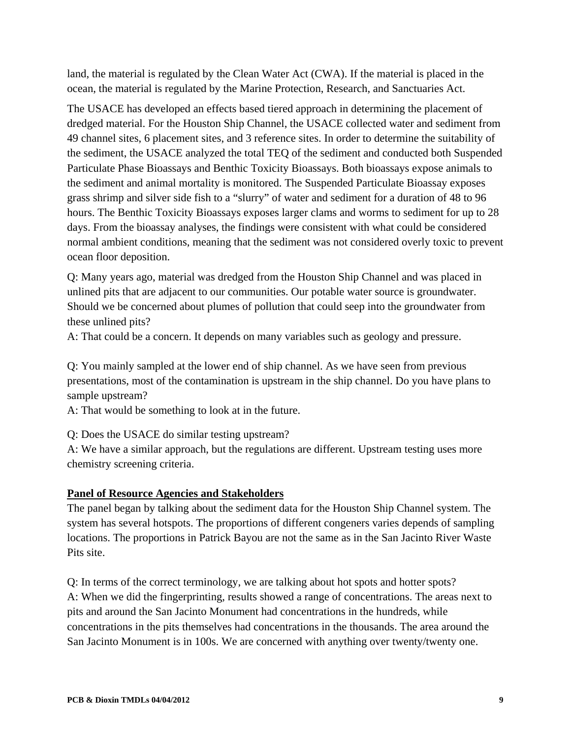land, the material is regulated by the Clean Water Act (CWA). If the material is placed in the ocean, the material is regulated by the Marine Protection, Research, and Sanctuaries Act.

The USACE has developed an effects based tiered approach in determining the placement of dredged material. For the Houston Ship Channel, the USACE collected water and sediment from 49 channel sites, 6 placement sites, and 3 reference sites. In order to determine the suitability of the sediment, the USACE analyzed the total TEQ of the sediment and conducted both Suspended Particulate Phase Bioassays and Benthic Toxicity Bioassays. Both bioassays expose animals to the sediment and animal mortality is monitored. The Suspended Particulate Bioassay exposes grass shrimp and silver side fish to a "slurry" of water and sediment for a duration of 48 to 96 hours. The Benthic Toxicity Bioassays exposes larger clams and worms to sediment for up to 28 days. From the bioassay analyses, the findings were consistent with what could be considered normal ambient conditions, meaning that the sediment was not considered overly toxic to prevent ocean floor deposition.

Q: Many years ago, material was dredged from the Houston Ship Channel and was placed in unlined pits that are adjacent to our communities. Our potable water source is groundwater. Should we be concerned about plumes of pollution that could seep into the groundwater from these unlined pits?
A: That could be a concern. It depends on many variables such as geology and pressure.

Q: You mainly sampled at the lower end of ship channel. As we have seen from previous presentations, most of the contamination is upstream in the ship channel. Do you have plans to sample upstream?
A: That would be something to look at in the future.

Q: Does the USACE do similar testing upstream?
A: We have a similar approach, but the regulations are different. Upstream testing uses more chemistry screening criteria.

**Panel of Resource Agencies and Stakeholders**

The panel began by talking about the sediment data for the Houston Ship Channel system. The system has several hotspots. The proportions of different congeners varies depends of sampling locations. The proportions in Patrick Bayou are not the same as in the San Jacinto River Waste Pits site.

Q: In terms of the correct terminology, we are talking about hot spots and hotter spots?
A: When we did the fingerprinting, results showed a range of concentrations. The areas next to pits and around the San Jacinto Monument had concentrations in the hundreds, while concentrations in the pits themselves had concentrations in the thousands. The area around the San Jacinto Monument is in 100s. We are concerned with anything over twenty/twenty one.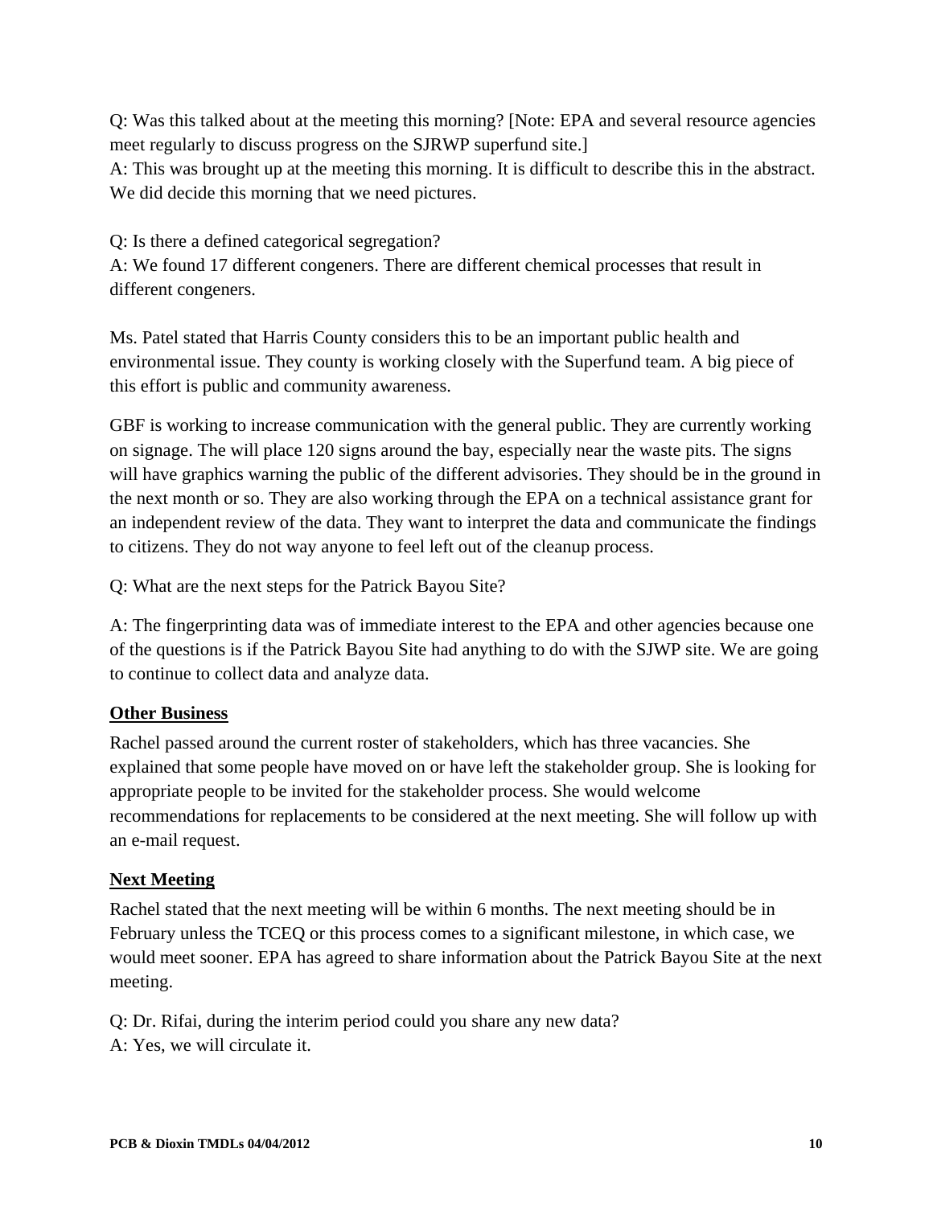Q: Was this talked about at the meeting this morning? [Note: EPA and several resource agencies meet regularly to discuss progress on the SJRWP superfund site.]
A: This was brought up at the meeting this morning. It is difficult to describe this in the abstract. We did decide this morning that we need pictures.

Q: Is there a defined categorical segregation?
A: We found 17 different congeners. There are different chemical processes that result in different congeners.

Ms. Patel stated that Harris County considers this to be an important public health and environmental issue. They county is working closely with the Superfund team. A big piece of this effort is public and community awareness.

GBF is working to increase communication with the general public. They are currently working on signage. The will place 120 signs around the bay, especially near the waste pits. The signs will have graphics warning the public of the different advisories. They should be in the ground in the next month or so. They are also working through the EPA on a technical assistance grant for an independent review of the data. They want to interpret the data and communicate the findings to citizens. They do not way anyone to feel left out of the cleanup process.

Q: What are the next steps for the Patrick Bayou Site?

A: The fingerprinting data was of immediate interest to the EPA and other agencies because one of the questions is if the Patrick Bayou Site had anything to do with the SJWP site. We are going to continue to collect data and analyze data.

**Other Business**

Rachel passed around the current roster of stakeholders, which has three vacancies. She explained that some people have moved on or have left the stakeholder group. She is looking for appropriate people to be invited for the stakeholder process. She would welcome recommendations for replacements to be considered at the next meeting. She will follow up with an e-mail request.

**Next Meeting**

Rachel stated that the next meeting will be within 6 months. The next meeting should be in February unless the TCEQ or this process comes to a significant milestone, in which case, we would meet sooner. EPA has agreed to share information about the Patrick Bayou Site at the next meeting.

Q: Dr. Rifai, during the interim period could you share any new data?
A: Yes, we will circulate it.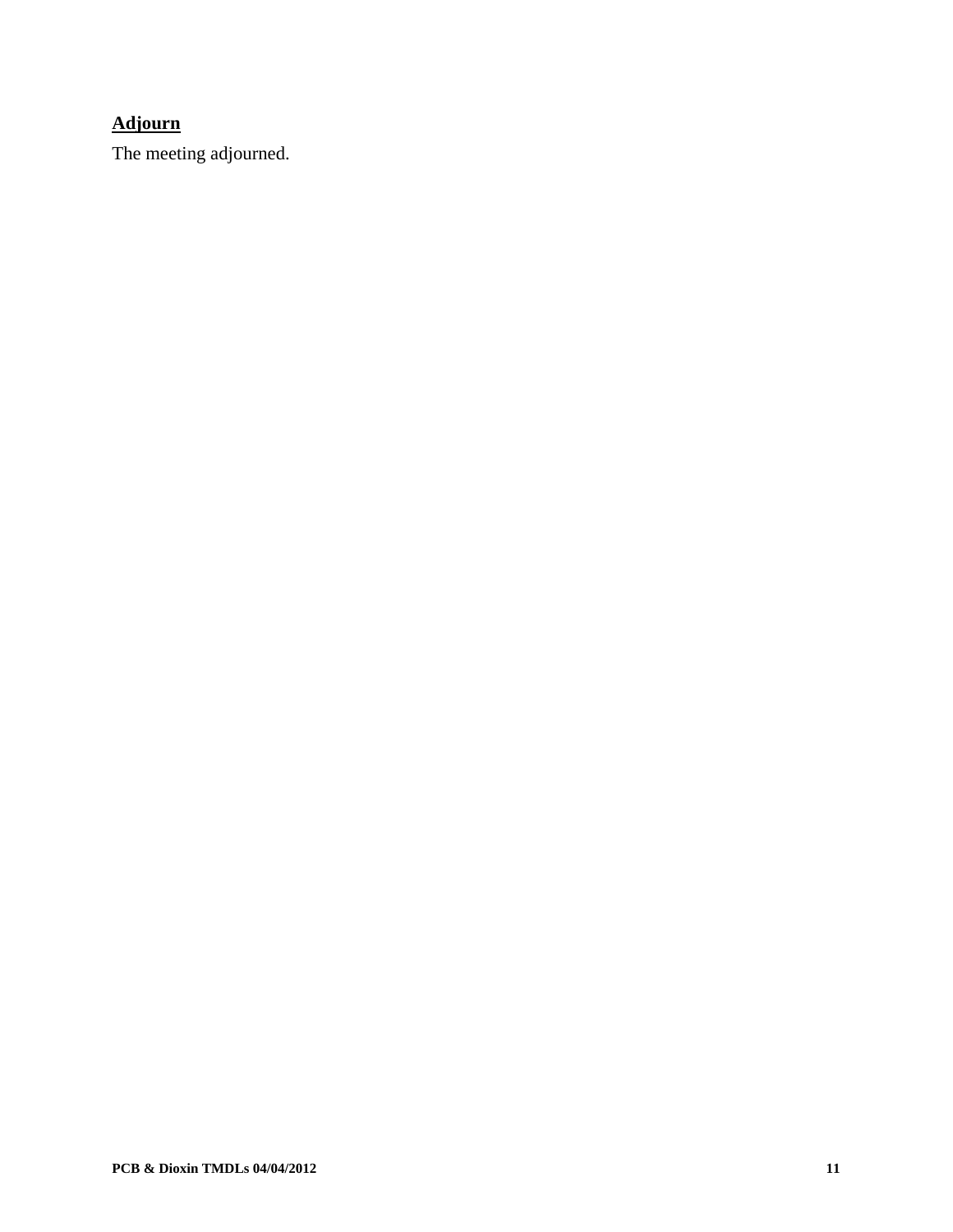**Adjourn**

The meeting adjourned.